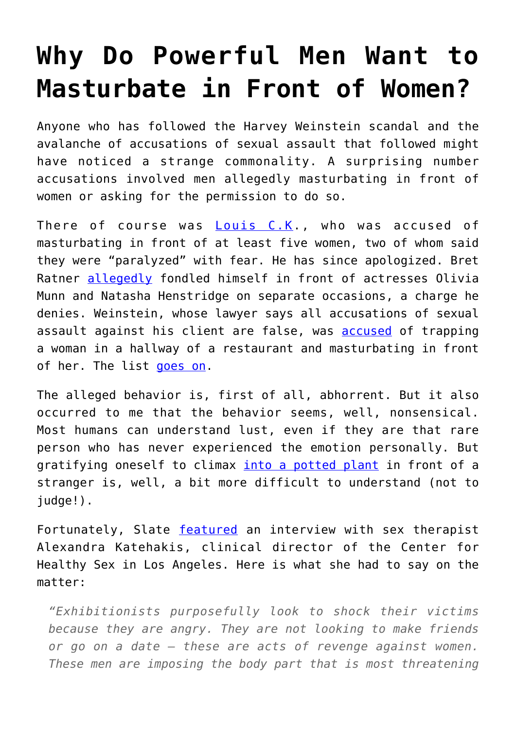# Why Do Powerful Men Want to Masturbate in Front of Women?

Anyone who has followed the Harvey Weinstein scandal and the avalanche of accusations of sexual assault that followed might have noticed a strange commonality. A surprising number accusations involved men allegedly masturbating in front of women or asking for the permission to do so.

There of course was Louis C.K., who was accused of masturbating in front of at least five women, two of whom said they were "paralyzed" with fear. He has since apologized. Bret Ratner allegedly fondled himself in front of actresses Olivia Munn and Natasha Henstridge on separate occasions, a charge he denies. Weinstein, whose lawyer says all accusations of sexual assault against his client are false, was accused of trapping a woman in a hallway of a restaurant and masturbating in front of her. The list goes on.

The alleged behavior is, first of all, abhorrent. But it also occurred to me that the behavior seems, well, nonsensical. Most humans can understand lust, even if they are that rare person who has never experienced the emotion personally. But gratifying oneself to climax into a potted plant in front of a stranger is, well, a bit more difficult to understand (not to judge!).

Fortunately, Slate featured an interview with sex therapist Alexandra Katehakis, clinical director of the Center for Healthy Sex in Los Angeles. Here is what she had to say on the matter:

> *"Exhibitionists purposefully look to shock their victims because they are angry. They are not looking to make friends or go on a date — these are acts of revenge against women. These men are imposing the body part that is most threatening*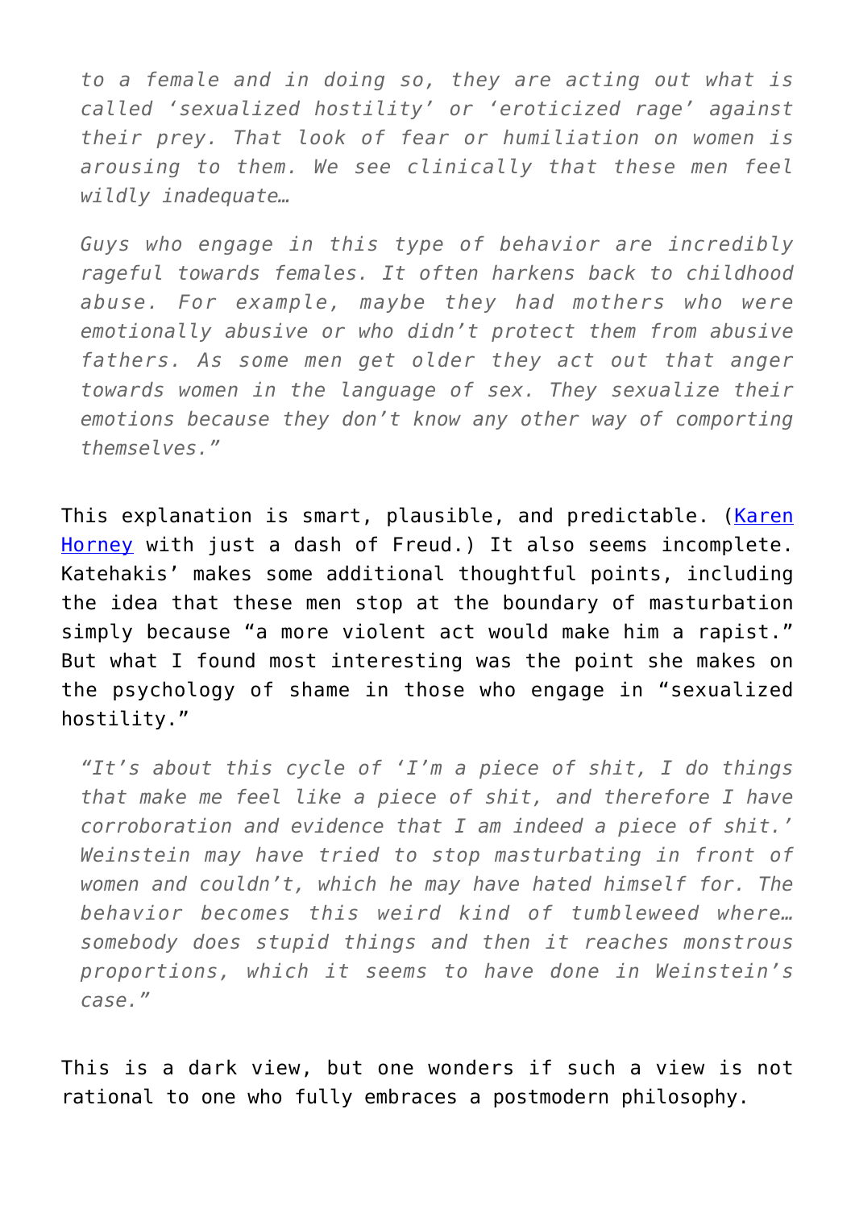> *to a female and in doing so, they are acting out what is called 'sexualized hostility' or 'eroticized rage' against their prey. That look of fear or humiliation on women is arousing to them. We see clinically that these men feel wildly inadequate…*
>
> *Guys who engage in this type of behavior are incredibly rageful towards females. It often harkens back to childhood abuse. For example, maybe they had mothers who were emotionally abusive or who didn't protect them from abusive fathers. As some men get older they act out that anger towards women in the language of sex. They sexualize their emotions because they don't know any other way of comporting themselves."*

This explanation is smart, plausible, and predictable. (Karen Horney with just a dash of Freud.) It also seems incomplete. Katehakis' makes some additional thoughtful points, including the idea that these men stop at the boundary of masturbation simply because "a more violent act would make him a rapist." But what I found most interesting was the point she makes on the psychology of shame in those who engage in "sexualized hostility."

> *"It's about this cycle of 'I'm a piece of shit, I do things that make me feel like a piece of shit, and therefore I have corroboration and evidence that I am indeed a piece of shit.' Weinstein may have tried to stop masturbating in front of women and couldn't, which he may have hated himself for. The behavior becomes this weird kind of tumbleweed where… somebody does stupid things and then it reaches monstrous proportions, which it seems to have done in Weinstein's case."*

This is a dark view, but one wonders if such a view is not rational to one who fully embraces a postmodern philosophy.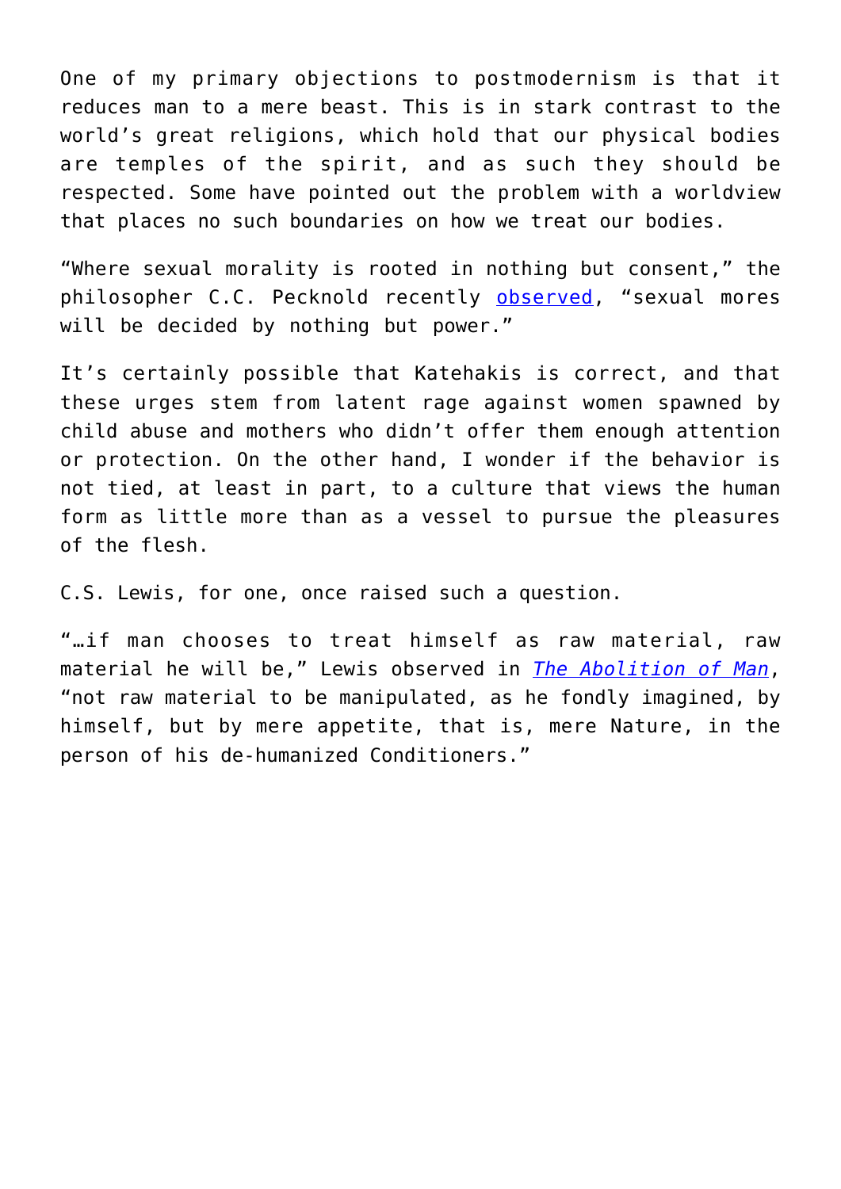One of my primary objections to postmodernism is that it reduces man to a mere beast. This is in stark contrast to the world's great religions, which hold that our physical bodies are temples of the spirit, and as such they should be respected. Some have pointed out the problem with a worldview that places no such boundaries on how we treat our bodies.

"Where sexual morality is rooted in nothing but consent," the philosopher C.C. Pecknold recently observed, "sexual mores will be decided by nothing but power."

It's certainly possible that Katehakis is correct, and that these urges stem from latent rage against women spawned by child abuse and mothers who didn't offer them enough attention or protection. On the other hand, I wonder if the behavior is not tied, at least in part, to a culture that views the human form as little more than as a vessel to pursue the pleasures of the flesh.

C.S. Lewis, for one, once raised such a question.

"…if man chooses to treat himself as raw material, raw material he will be," Lewis observed in *The Abolition of Man*, "not raw material to be manipulated, as he fondly imagined, by himself, but by mere appetite, that is, mere Nature, in the person of his de-humanized Conditioners."